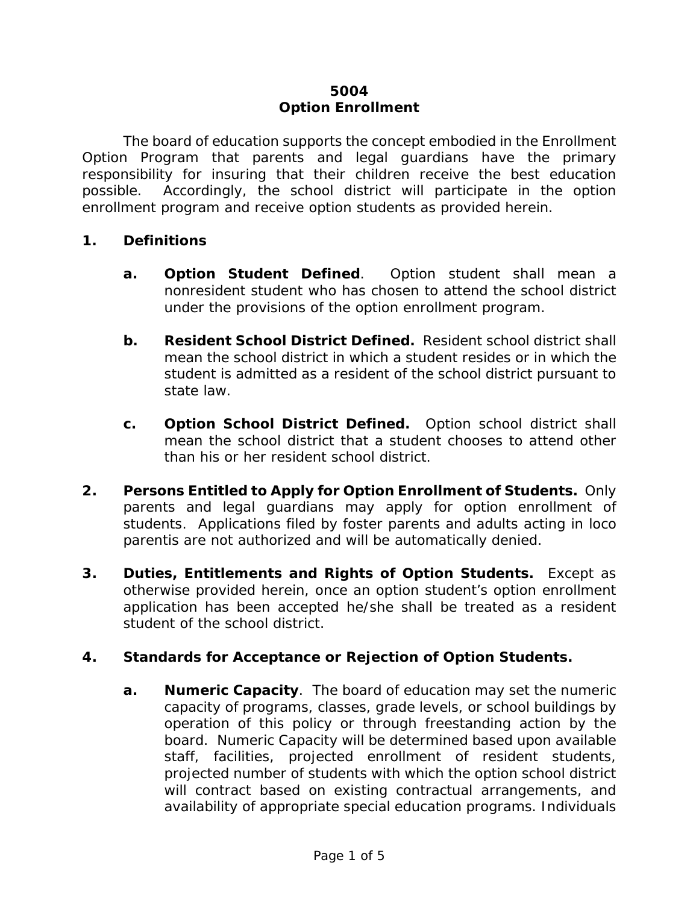# 5004
# Option Enrollment

The board of education supports the concept embodied in the Enrollment Option Program that parents and legal guardians have the primary responsibility for insuring that their children receive the best education possible. Accordingly, the school district will participate in the option enrollment program and receive option students as provided herein.

## 1. Definitions

**a. Option Student Defined**. Option student shall mean a nonresident student who has chosen to attend the school district under the provisions of the option enrollment program.

**b. Resident School District Defined.** Resident school district shall mean the school district in which a student resides or in which the student is admitted as a resident of the school district pursuant to state law.

**c. Option School District Defined.** Option school district shall mean the school district that a student chooses to attend other than his or her resident school district.

## 2. Persons Entitled to Apply for Option Enrollment of Students.

Only parents and legal guardians may apply for option enrollment of students. Applications filed by foster parents and adults acting in loco parentis are not authorized and will be automatically denied.

## 3. Duties, Entitlements and Rights of Option Students.

Except as otherwise provided herein, once an option student's option enrollment application has been accepted he/she shall be treated as a resident student of the school district.

## 4. Standards for Acceptance or Rejection of Option Students.

**a. Numeric Capacity**. The board of education may set the numeric capacity of programs, classes, grade levels, or school buildings by operation of this policy or through freestanding action by the board. Numeric Capacity will be determined based upon available staff, facilities, projected enrollment of resident students, projected number of students with which the option school district will contract based on existing contractual arrangements, and availability of appropriate special education programs. Individuals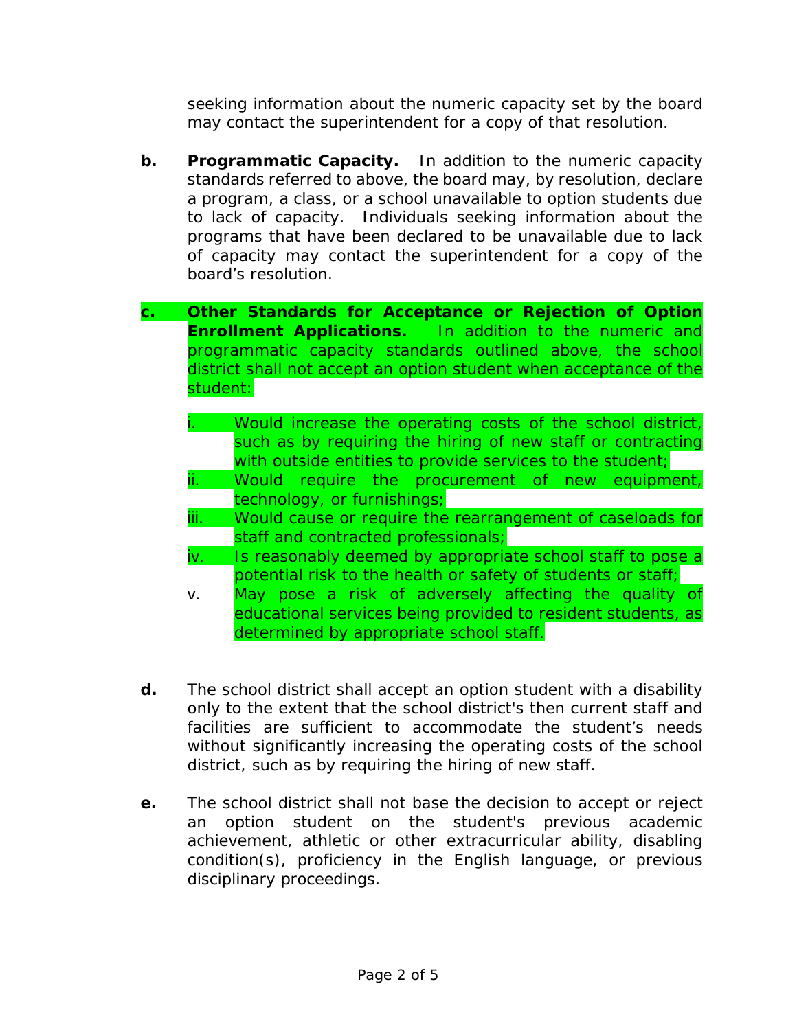seeking information about the numeric capacity set by the board may contact the superintendent for a copy of that resolution.

**b.** **Programmatic Capacity.** In addition to the numeric capacity standards referred to above, the board may, by resolution, declare a program, a class, or a school unavailable to option students due to lack of capacity. Individuals seeking information about the programs that have been declared to be unavailable due to lack of capacity may contact the superintendent for a copy of the board's resolution.

**c.** **Other Standards for Acceptance or Rejection of Option Enrollment Applications.** In addition to the numeric and programmatic capacity standards outlined above, the school district shall not accept an option student when acceptance of the student:

- i. Would increase the operating costs of the school district, such as by requiring the hiring of new staff or contracting with outside entities to provide services to the student;
- ii. Would require the procurement of new equipment, technology, or furnishings;
- iii. Would cause or require the rearrangement of caseloads for staff and contracted professionals;
- iv. Is reasonably deemed by appropriate school staff to pose a potential risk to the health or safety of students or staff;
- v. May pose a risk of adversely affecting the quality of educational services being provided to resident students, as determined by appropriate school staff.

**d.** The school district shall accept an option student with a disability only to the extent that the school district's then current staff and facilities are sufficient to accommodate the student's needs without significantly increasing the operating costs of the school district, such as by requiring the hiring of new staff.

**e.** The school district shall not base the decision to accept or reject an option student on the student's previous academic achievement, athletic or other extracurricular ability, disabling condition(s), proficiency in the English language, or previous disciplinary proceedings.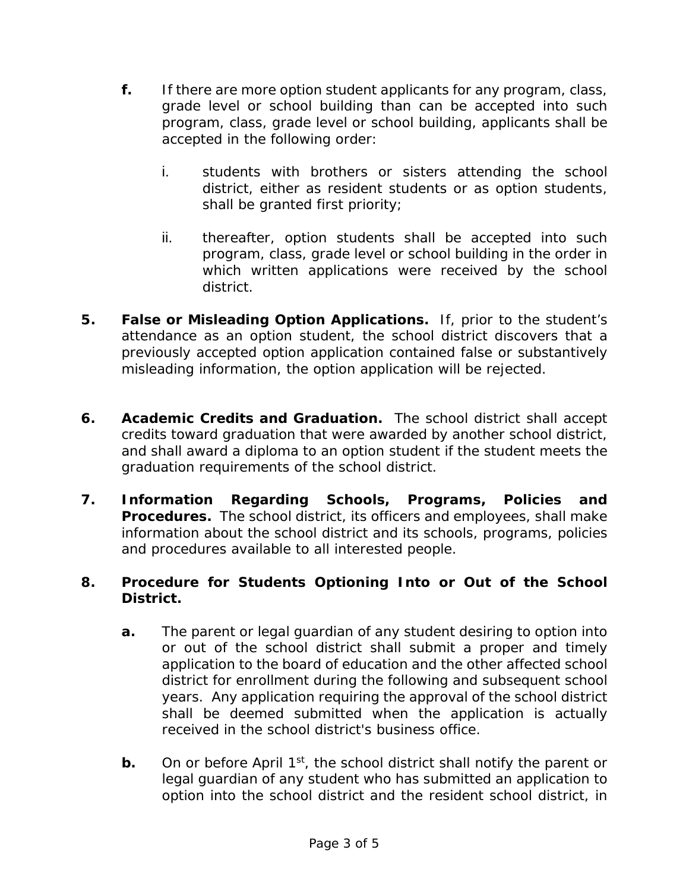**f.** If there are more option student applicants for any program, class, grade level or school building than can be accepted into such program, class, grade level or school building, applicants shall be accepted in the following order:

i. students with brothers or sisters attending the school district, either as resident students or as option students, shall be granted first priority;

ii. thereafter, option students shall be accepted into such program, class, grade level or school building in the order in which written applications were received by the school district.

**5. False or Misleading Option Applications.** If, prior to the student's attendance as an option student, the school district discovers that a previously accepted option application contained false or substantively misleading information, the option application will be rejected.

**6. Academic Credits and Graduation.** The school district shall accept credits toward graduation that were awarded by another school district, and shall award a diploma to an option student if the student meets the graduation requirements of the school district.

**7. Information Regarding Schools, Programs, Policies and Procedures.** The school district, its officers and employees, shall make information about the school district and its schools, programs, policies and procedures available to all interested people.

**8. Procedure for Students Optioning Into or Out of the School District.**

**a.** The parent or legal guardian of any student desiring to option into or out of the school district shall submit a proper and timely application to the board of education and the other affected school district for enrollment during the following and subsequent school years. Any application requiring the approval of the school district shall be deemed submitted when the application is actually received in the school district's business office.

**b.** On or before April 1st, the school district shall notify the parent or legal guardian of any student who has submitted an application to option into the school district and the resident school district, in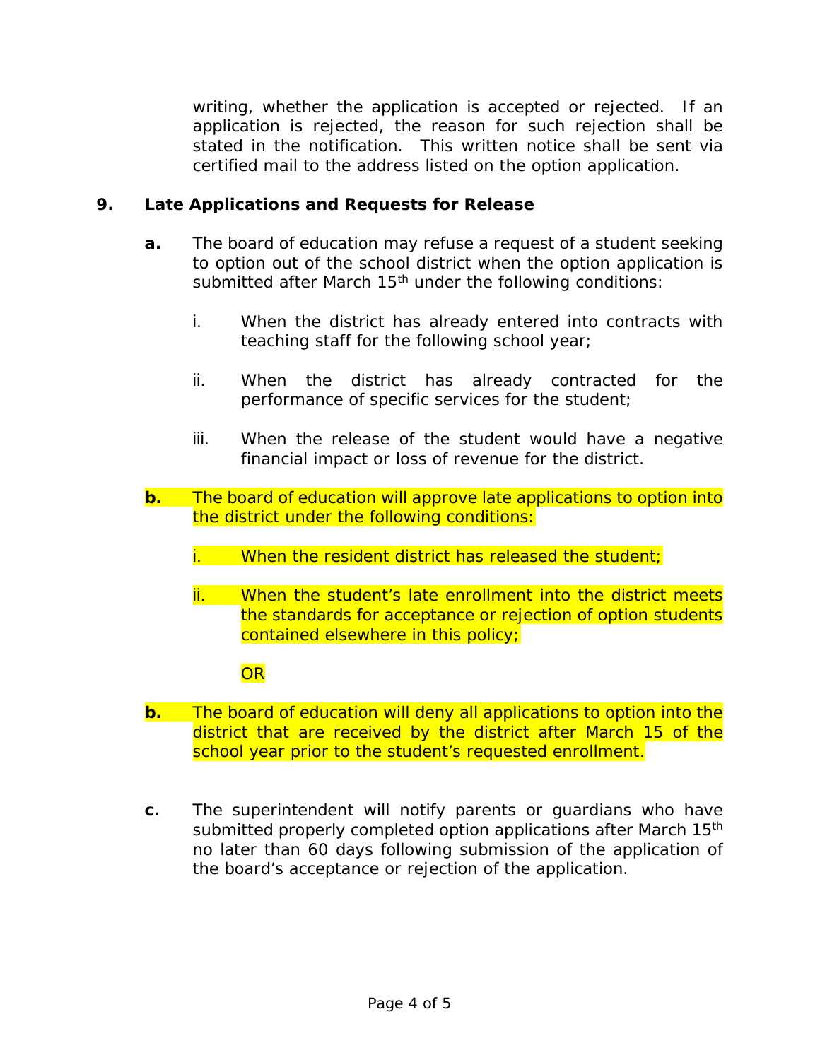writing, whether the application is accepted or rejected. If an application is rejected, the reason for such rejection shall be stated in the notification. This written notice shall be sent via certified mail to the address listed on the option application.

**9. Late Applications and Requests for Release**

**a.** The board of education may refuse a request of a student seeking to option out of the school district when the option application is submitted after March 15th under the following conditions:

i. When the district has already entered into contracts with teaching staff for the following school year;

ii. When the district has already contracted for the performance of specific services for the student;

iii. When the release of the student would have a negative financial impact or loss of revenue for the district.

**b.** The board of education will approve late applications to option into the district under the following conditions:

i. When the resident district has released the student;

ii. When the student's late enrollment into the district meets the standards for acceptance or rejection of option students contained elsewhere in this policy;

OR

**b.** The board of education will deny all applications to option into the district that are received by the district after March 15 of the school year prior to the student's requested enrollment.

**c.** The superintendent will notify parents or guardians who have submitted properly completed option applications after March 15th no later than 60 days following submission of the application of the board's acceptance or rejection of the application.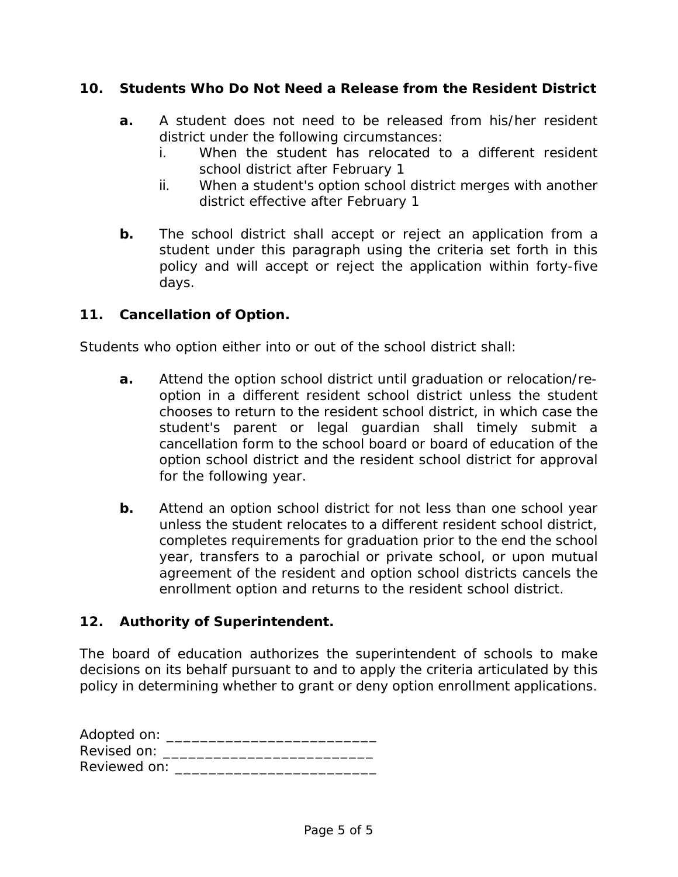## 10. Students Who Do Not Need a Release from the Resident District

**a.** A student does not need to be released from his/her resident district under the following circumstances:

i. When the student has relocated to a different resident school district after February 1

ii. When a student's option school district merges with another district effective after February 1

**b.** The school district shall accept or reject an application from a student under this paragraph using the criteria set forth in this policy and will accept or reject the application within forty-five days.

## 11. Cancellation of Option.

Students who option either into or out of the school district shall:

**a.** Attend the option school district until graduation or relocation/re-option in a different resident school district unless the student chooses to return to the resident school district, in which case the student's parent or legal guardian shall timely submit a cancellation form to the school board or board of education of the option school district and the resident school district for approval for the following year.

**b.** Attend an option school district for not less than one school year unless the student relocates to a different resident school district, completes requirements for graduation prior to the end the school year, transfers to a parochial or private school, or upon mutual agreement of the resident and option school districts cancels the enrollment option and returns to the resident school district.

## 12. Authority of Superintendent.

The board of education authorizes the superintendent of schools to make decisions on its behalf pursuant to and to apply the criteria articulated by this policy in determining whether to grant or deny option enrollment applications.

Adopted on: ___________________________
Revised on: ___________________________
Reviewed on: _________________________